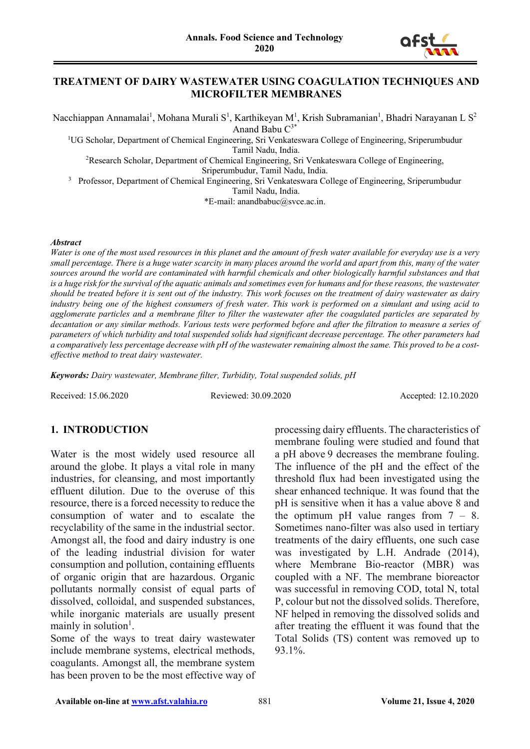# TREATMENT OF DAIRY WASTEWATER USING COAGULATION TECHNIQUES AND MICROFILTER MEMBRANES

Nacchiappan Annamalai[1], Mohana Murali S[1], Karthikeyan M[1], Krish Subramanian[1], Bhadri Narayanan L S[2] Anand Babu C[3*]

[1]UG Scholar, Department of Chemical Engineering, Sri Venkateswara College of Engineering, Sriperumbudur Tamil Nadu, India.

[2]Research Scholar, Department of Chemical Engineering, Sri Venkateswara College of Engineering, Sriperumbudur, Tamil Nadu, India.

[3] Professor, Department of Chemical Engineering, Sri Venkateswara College of Engineering, Sriperumbudur Tamil Nadu, India.

*E-mail: anandbabuc@svce.ac.in.

***Abstract***

*Water is one of the most used resources in this planet and the amount of fresh water available for everyday use is a very small percentage. There is a huge water scarcity in many places around the world and apart from this, many of the water sources around the world are contaminated with harmful chemicals and other biologically harmful substances and that is a huge risk for the survival of the aquatic animals and sometimes even for humans and for these reasons, the wastewater should be treated before it is sent out of the industry. This work focuses on the treatment of dairy wastewater as dairy industry being one of the highest consumers of fresh water. This work is performed on a simulant and using acid to agglomerate particles and a membrane filter to filter the wastewater after the coagulated particles are separated by decantation or any similar methods. Various tests were performed before and after the filtration to measure a series of parameters of which turbidity and total suspended solids had significant decrease percentage. The other parameters had a comparatively less percentage decrease with pH of the wastewater remaining almost the same. This proved to be a cost-effective method to treat dairy wastewater.*

***Keywords:*** *Dairy wastewater, Membrane filter, Turbidity, Total suspended solids, pH*

Received: 15.06.2020 Reviewed: 30.09.2020 Accepted: 12.10.2020

## 1. INTRODUCTION

Water is the most widely used resource all around the globe. It plays a vital role in many industries, for cleansing, and most importantly effluent dilution. Due to the overuse of this resource, there is a forced necessity to reduce the consumption of water and to escalate the recyclability of the same in the industrial sector. Amongst all, the food and dairy industry is one of the leading industrial division for water consumption and pollution, containing effluents of organic origin that are hazardous. Organic pollutants normally consist of equal parts of dissolved, colloidal, and suspended substances, while inorganic materials are usually present mainly in solution[1].

Some of the ways to treat dairy wastewater include membrane systems, electrical methods, coagulants. Amongst all, the membrane system has been proven to be the most effective way of processing dairy effluents. The characteristics of membrane fouling were studied and found that a pH above 9 decreases the membrane fouling. The influence of the pH and the effect of the threshold flux had been investigated using the shear enhanced technique. It was found that the pH is sensitive when it has a value above 8 and the optimum pH value ranges from 7 – 8. Sometimes nano-filter was also used in tertiary treatments of the dairy effluents, one such case was investigated by L.H. Andrade (2014), where Membrane Bio-reactor (MBR) was coupled with a NF. The membrane bioreactor was successful in removing COD, total N, total P, colour but not the dissolved solids. Therefore, NF helped in removing the dissolved solids and after treating the effluent it was found that the Total Solids (TS) content was removed up to 93.1%.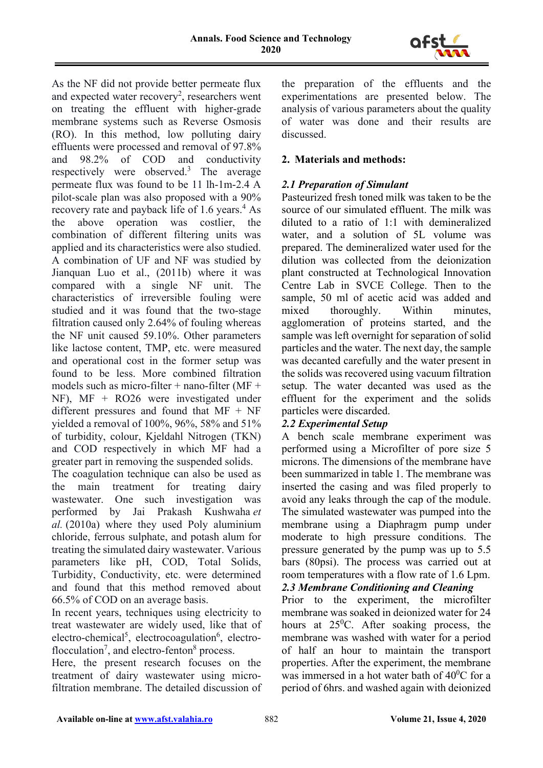As the NF did not provide better permeate flux and expected water recovery[2], researchers went on treating the effluent with higher-grade membrane systems such as Reverse Osmosis (RO). In this method, low polluting dairy effluents were processed and removal of 97.8% and 98.2% of COD and conductivity respectively were observed.[3] The average permeate flux was found to be 11 lh-1m-2.[4] A pilot-scale plan was also proposed with a 90% recovery rate and payback life of 1.6 years.[4] As the above operation was costlier, the combination of different filtering units was applied and its characteristics were also studied. A combination of UF and NF was studied by Jianquan Luo et al., (2011b) where it was compared with a single NF unit. The characteristics of irreversible fouling were studied and it was found that the two-stage filtration caused only 2.64% of fouling whereas the NF unit caused 59.10%. Other parameters like lactose content, TMP, etc. were measured and operational cost in the former setup was found to be less. More combined filtration models such as micro-filter + nano-filter (MF + NF), MF + RO26 were investigated under different pressures and found that MF + NF yielded a removal of 100%, 96%, 58% and 51% of turbidity, colour, Kjeldahl Nitrogen (TKN) and COD respectively in which MF had a greater part in removing the suspended solids.

The coagulation technique can also be used as the main treatment for treating dairy wastewater. One such investigation was performed by Jai Prakash Kushwaha *et al.* (2010a) where they used Poly aluminium chloride, ferrous sulphate, and potash alum for treating the simulated dairy wastewater. Various parameters like pH, COD, Total Solids, Turbidity, Conductivity, etc. were determined and found that this method removed about 66.5% of COD on an average basis.

In recent years, techniques using electricity to treat wastewater are widely used, like that of electro-chemical[5], electrocoagulation[6], electro-flocculation[7], and electro-fenton[8] process.

Here, the present research focuses on the treatment of dairy wastewater using micro-filtration membrane. The detailed discussion of the preparation of the effluents and the experimentations are presented below. The analysis of various parameters about the quality of water was done and their results are discussed.

## 2. Materials and methods:

### *2.1 Preparation of Simulant*

Pasteurized fresh toned milk was taken to be the source of our simulated effluent. The milk was diluted to a ratio of 1:1 with demineralized water, and a solution of 5L volume was prepared. The demineralized water used for the dilution was collected from the deionization plant constructed at Technological Innovation Centre Lab in SVCE College. Then to the sample, 50 ml of acetic acid was added and mixed thoroughly. Within minutes, agglomeration of proteins started, and the sample was left overnight for separation of solid particles and the water. The next day, the sample was decanted carefully and the water present in the solids was recovered using vacuum filtration setup. The water decanted was used as the effluent for the experiment and the solids particles were discarded.

### *2.2 Experimental Setup*

A bench scale membrane experiment was performed using a Microfilter of pore size 5 microns. The dimensions of the membrane have been summarized in table 1. The membrane was inserted the casing and was filed properly to avoid any leaks through the cap of the module. The simulated wastewater was pumped into the membrane using a Diaphragm pump under moderate to high pressure conditions. The pressure generated by the pump was up to 5.5 bars (80psi). The process was carried out at room temperatures with a flow rate of 1.6 Lpm.

### *2.3 Membrane Conditioning and Cleaning*

Prior to the experiment, the microfilter membrane was soaked in deionized water for 24 hours at $25^0$C. After soaking process, the membrane was washed with water for a period of half an hour to maintain the transport properties. After the experiment, the membrane was immersed in a hot water bath of $40^0$C for a period of 6hrs. and washed again with deionized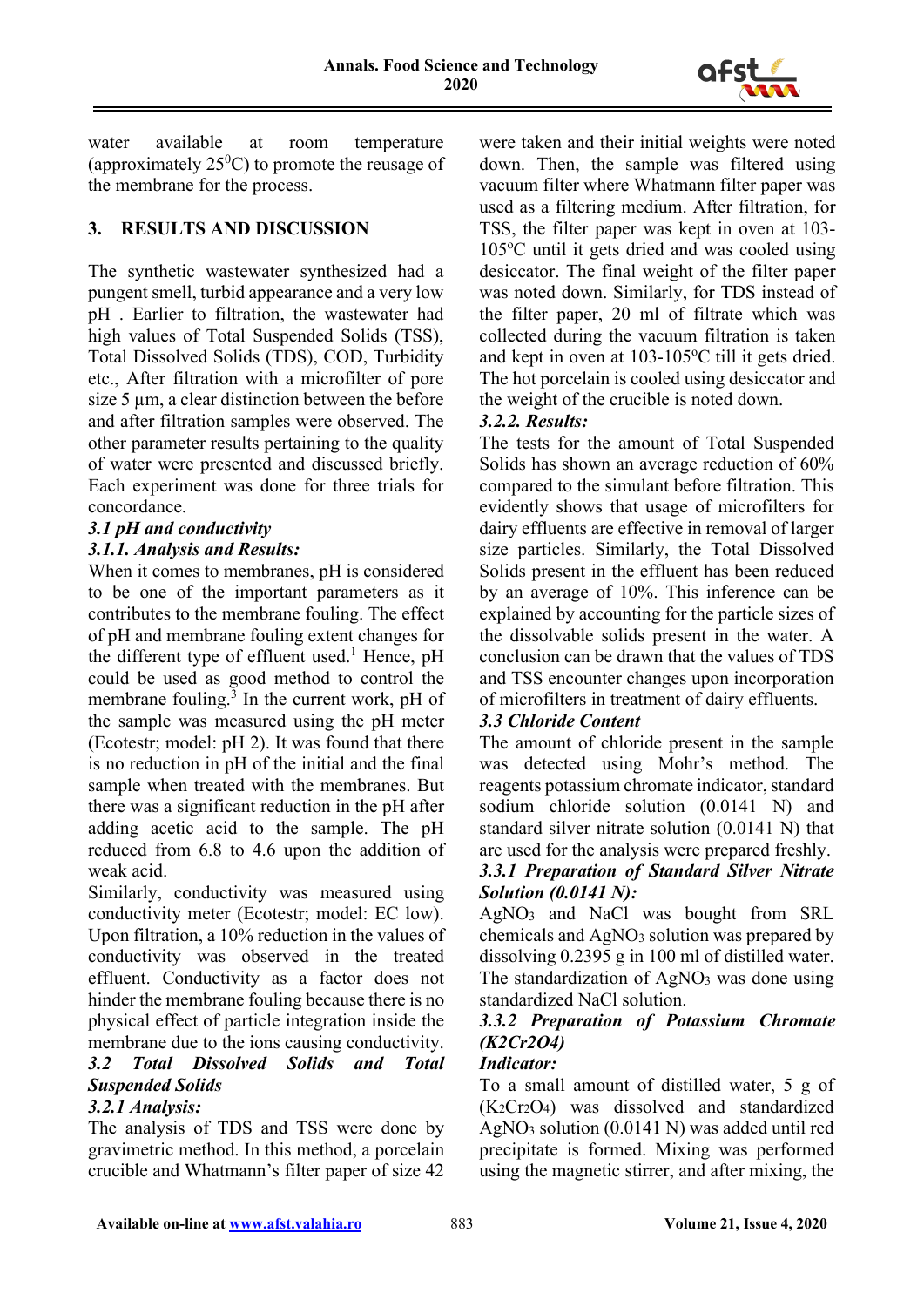water available at room temperature (approximately $25^0$C) to promote the reusage of the membrane for the process.

## 3. RESULTS AND DISCUSSION

The synthetic wastewater synthesized had a pungent smell, turbid appearance and a very low pH . Earlier to filtration, the wastewater had high values of Total Suspended Solids (TSS), Total Dissolved Solids (TDS), COD, Turbidity etc., After filtration with a microfilter of pore size 5 µm, a clear distinction between the before and after filtration samples were observed. The other parameter results pertaining to the quality of water were presented and discussed briefly. Each experiment was done for three trials for concordance.

### *3.1 pH and conductivity*

#### *3.1.1. Analysis and Results:*

When it comes to membranes, pH is considered to be one of the important parameters as it contributes to the membrane fouling. The effect of pH and membrane fouling extent changes for the different type of effluent used.[1] Hence, pH could be used as good method to control the membrane fouling.[3] In the current work, pH of the sample was measured using the pH meter (Ecotestr; model: pH 2). It was found that there is no reduction in pH of the initial and the final sample when treated with the membranes. But there was a significant reduction in the pH after adding acetic acid to the sample. The pH reduced from 6.8 to 4.6 upon the addition of weak acid.

Similarly, conductivity was measured using conductivity meter (Ecotestr; model: EC low). Upon filtration, a 10% reduction in the values of conductivity was observed in the treated effluent. Conductivity as a factor does not hinder the membrane fouling because there is no physical effect of particle integration inside the membrane due to the ions causing conductivity.

### *3.2 Total Dissolved Solids and Total Suspended Solids*

#### *3.2.1 Analysis:*

The analysis of TDS and TSS were done by gravimetric method. In this method, a porcelain crucible and Whatmann's filter paper of size 42 were taken and their initial weights were noted down. Then, the sample was filtered using vacuum filter where Whatmann filter paper was used as a filtering medium. After filtration, for TSS, the filter paper was kept in oven at 103-105°C until it gets dried and was cooled using desiccator. The final weight of the filter paper was noted down. Similarly, for TDS instead of the filter paper, 20 ml of filtrate which was collected during the vacuum filtration is taken and kept in oven at 103-105°C till it gets dried. The hot porcelain is cooled using desiccator and the weight of the crucible is noted down.

#### *3.2.2. Results:*

The tests for the amount of Total Suspended Solids has shown an average reduction of 60% compared to the simulant before filtration. This evidently shows that usage of microfilters for dairy effluents are effective in removal of larger size particles. Similarly, the Total Dissolved Solids present in the effluent has been reduced by an average of 10%. This inference can be explained by accounting for the particle sizes of the dissolvable solids present in the water. A conclusion can be drawn that the values of TDS and TSS encounter changes upon incorporation of microfilters in treatment of dairy effluents.

### *3.3 Chloride Content*

The amount of chloride present in the sample was detected using Mohr's method. The reagents potassium chromate indicator, standard sodium chloride solution (0.0141 N) and standard silver nitrate solution (0.0141 N) that are used for the analysis were prepared freshly.

#### *3.3.1 Preparation of Standard Silver Nitrate Solution (0.0141 N):*

$AgNO_3$ and NaCl was bought from SRL chemicals and $AgNO_3$ solution was prepared by dissolving 0.2395 g in 100 ml of distilled water. The standardization of $AgNO_3$ was done using standardized NaCl solution.

#### *3.3.2 Preparation of Potassium Chromate (K2Cr2O4) Indicator:*

To a small amount of distilled water, 5 g of ($K_2Cr_2O_4$) was dissolved and standardized $AgNO_3$ solution (0.0141 N) was added until red precipitate is formed. Mixing was performed using the magnetic stirrer, and after mixing, the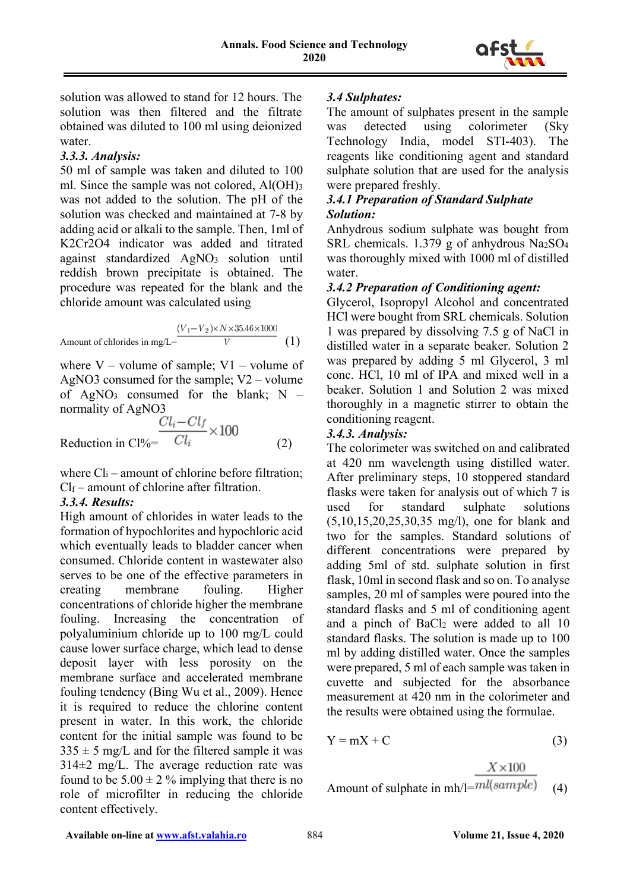solution was allowed to stand for 12 hours. The solution was then filtered and the filtrate obtained was diluted to 100 ml using deionized water.

### *3.3.3. Analysis:*

50 ml of sample was taken and diluted to 100 ml. Since the sample was not colored, $Al(OH)_3$ was not added to the solution. The pH of the solution was checked and maintained at 7-8 by adding acid or alkali to the sample. Then, 1ml of K2Cr2O4 indicator was added and titrated against standardized $AgNO_3$ solution until reddish brown precipitate is obtained. The procedure was repeated for the blank and the chloride amount was calculated using

$$\text{Amount of chlorides in mg/L} = \frac{(V_1 - V_2) \times N \times 35.46 \times 1000}{V} \quad (1)$$

where V – volume of sample; V1 – volume of AgNO3 consumed for the sample; V2 – volume of $AgNO_3$ consumed for the blank; N – normality of AgNO3

$$\text{Reduction in Cl\%} = \frac{Cl_i - Cl_f}{Cl_i} \times 100 \quad (2)$$

where $Cl_i$ – amount of chlorine before filtration; $Cl_f$ – amount of chlorine after filtration.

### *3.3.4. Results:*

High amount of chlorides in water leads to the formation of hypochlorites and hypochloric acid which eventually leads to bladder cancer when consumed. Chloride content in wastewater also serves to be one of the effective parameters in creating membrane fouling. Higher concentrations of chloride higher the membrane fouling. Increasing the concentration of polyaluminium chloride up to 100 mg/L could cause lower surface charge, which lead to dense deposit layer with less porosity on the membrane surface and accelerated membrane fouling tendency (Bing Wu et al., 2009). Hence it is required to reduce the chlorine content present in water. In this work, the chloride content for the initial sample was found to be 335 ± 5 mg/L and for the filtered sample it was 314±2 mg/L. The average reduction rate was found to be 5.00 ± 2 % implying that there is no role of microfilter in reducing the chloride content effectively.

### *3.4 Sulphates:*

The amount of sulphates present in the sample was detected using colorimeter (Sky Technology India, model STI-403). The reagents like conditioning agent and standard sulphate solution that are used for the analysis were prepared freshly.

### *3.4.1 Preparation of Standard Sulphate Solution:*

Anhydrous sodium sulphate was bought from SRL chemicals. 1.379 g of anhydrous $Na_2SO_4$ was thoroughly mixed with 1000 ml of distilled water.

### *3.4.2 Preparation of Conditioning agent:*

Glycerol, Isopropyl Alcohol and concentrated HCl were bought from SRL chemicals. Solution 1 was prepared by dissolving 7.5 g of NaCl in distilled water in a separate beaker. Solution 2 was prepared by adding 5 ml Glycerol, 3 ml conc. HCl, 10 ml of IPA and mixed well in a beaker. Solution 1 and Solution 2 was mixed thoroughly in a magnetic stirrer to obtain the conditioning reagent.

### *3.4.3. Analysis:*

The colorimeter was switched on and calibrated at 420 nm wavelength using distilled water. After preliminary steps, 10 stoppered standard flasks were taken for analysis out of which 7 is used for standard sulphate solutions (5,10,15,20,25,30,35 mg/l), one for blank and two for the samples. Standard solutions of different concentrations were prepared by adding 5ml of std. sulphate solution in first flask, 10ml in second flask and so on. To analyse samples, 20 ml of samples were poured into the standard flasks and 5 ml of conditioning agent and a pinch of $BaCl_2$ were added to all 10 standard flasks. The solution is made up to 100 ml by adding distilled water. Once the samples were prepared, 5 ml of each sample was taken in cuvette and subjected for the absorbance measurement at 420 nm in the colorimeter and the results were obtained using the formulae.

$$Y = mX + C \quad (3)$$

$$\text{Amount of sulphate in mh/l} = \frac{X \times 100}{ml(sample)} \quad (4)$$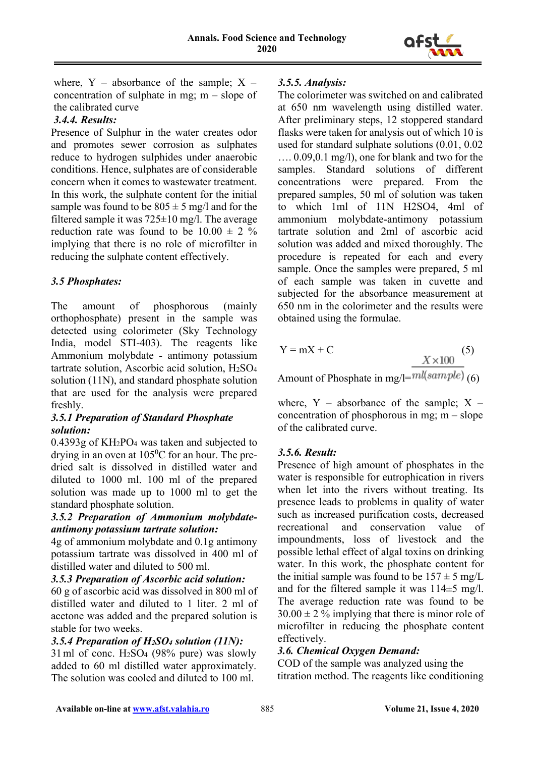where, Y – absorbance of the sample; X – concentration of sulphate in mg; m – slope of the calibrated curve

### *3.4.4. Results:*

Presence of Sulphur in the water creates odor and promotes sewer corrosion as sulphates reduce to hydrogen sulphides under anaerobic conditions. Hence, sulphates are of considerable concern when it comes to wastewater treatment. In this work, the sulphate content for the initial sample was found to be $805 \pm 5$ mg/l and for the filtered sample it was $725 \pm 10$ mg/l. The average reduction rate was found to be $10.00 \pm 2$ % implying that there is no role of microfilter in reducing the sulphate content effectively.

## *3.5 Phosphates:*

The amount of phosphorous (mainly orthophosphate) present in the sample was detected using colorimeter (Sky Technology India, model STI-403). The reagents like Ammonium molybdate - antimony potassium tartrate solution, Ascorbic acid solution, $H_2SO_4$ solution (11N), and standard phosphate solution that are used for the analysis were prepared freshly.

### *3.5.1 Preparation of Standard Phosphate solution:*

0.4393g of $KH_2PO_4$ was taken and subjected to drying in an oven at $105^0$C for an hour. The pre-dried salt is dissolved in distilled water and diluted to 1000 ml. 100 ml of the prepared solution was made up to 1000 ml to get the standard phosphate solution.

### *3.5.2 Preparation of Ammonium molybdate-antimony potassium tartrate solution:*

4g of ammonium molybdate and 0.1g antimony potassium tartrate was dissolved in 400 ml of distilled water and diluted to 500 ml.

### *3.5.3 Preparation of Ascorbic acid solution:*

60 g of ascorbic acid was dissolved in 800 ml of distilled water and diluted to 1 liter. 2 ml of acetone was added and the prepared solution is stable for two weeks.

### *3.5.4 Preparation of $H_2SO_4$ solution (11N):*

31 ml of conc. $H_2SO_4$ (98% pure) was slowly added to 60 ml distilled water approximately. The solution was cooled and diluted to 100 ml.

### *3.5.5. Analysis:*

The colorimeter was switched on and calibrated at 650 nm wavelength using distilled water. After preliminary steps, 12 stoppered standard flasks were taken for analysis out of which 10 is used for standard sulphate solutions (0.01, 0.02 …. 0.09,0.1 mg/l), one for blank and two for the samples. Standard solutions of different concentrations were prepared. From the prepared samples, 50 ml of solution was taken to which 1ml of 11N H2SO4, 4ml of ammonium molybdate-antimony potassium tartrate solution and 2ml of ascorbic acid solution was added and mixed thoroughly. The procedure is repeated for each and every sample. Once the samples were prepared, 5 ml of each sample was taken in cuvette and subjected for the absorbance measurement at 650 nm in the colorimeter and the results were obtained using the formulae.

$$Y = mX + C \quad (5)$$

$$\text{Amount of Phosphate in mg/l} = \frac{X \times 100}{ml(sample)} \quad (6)$$

where, Y – absorbance of the sample; X – concentration of phosphorous in mg; m – slope of the calibrated curve.

### *3.5.6. Result:*

Presence of high amount of phosphates in the water is responsible for eutrophication in rivers when let into the rivers without treating. Its presence leads to problems in quality of water such as increased purification costs, decreased recreational and conservation value of impoundments, loss of livestock and the possible lethal effect of algal toxins on drinking water. In this work, the phosphate content for the initial sample was found to be $157 \pm 5$ mg/L and for the filtered sample it was $114 \pm 5$ mg/l. The average reduction rate was found to be $30.00 \pm 2$ % implying that there is minor role of microfilter in reducing the phosphate content effectively.

## *3.6. Chemical Oxygen Demand:*

COD of the sample was analyzed using the titration method. The reagents like conditioning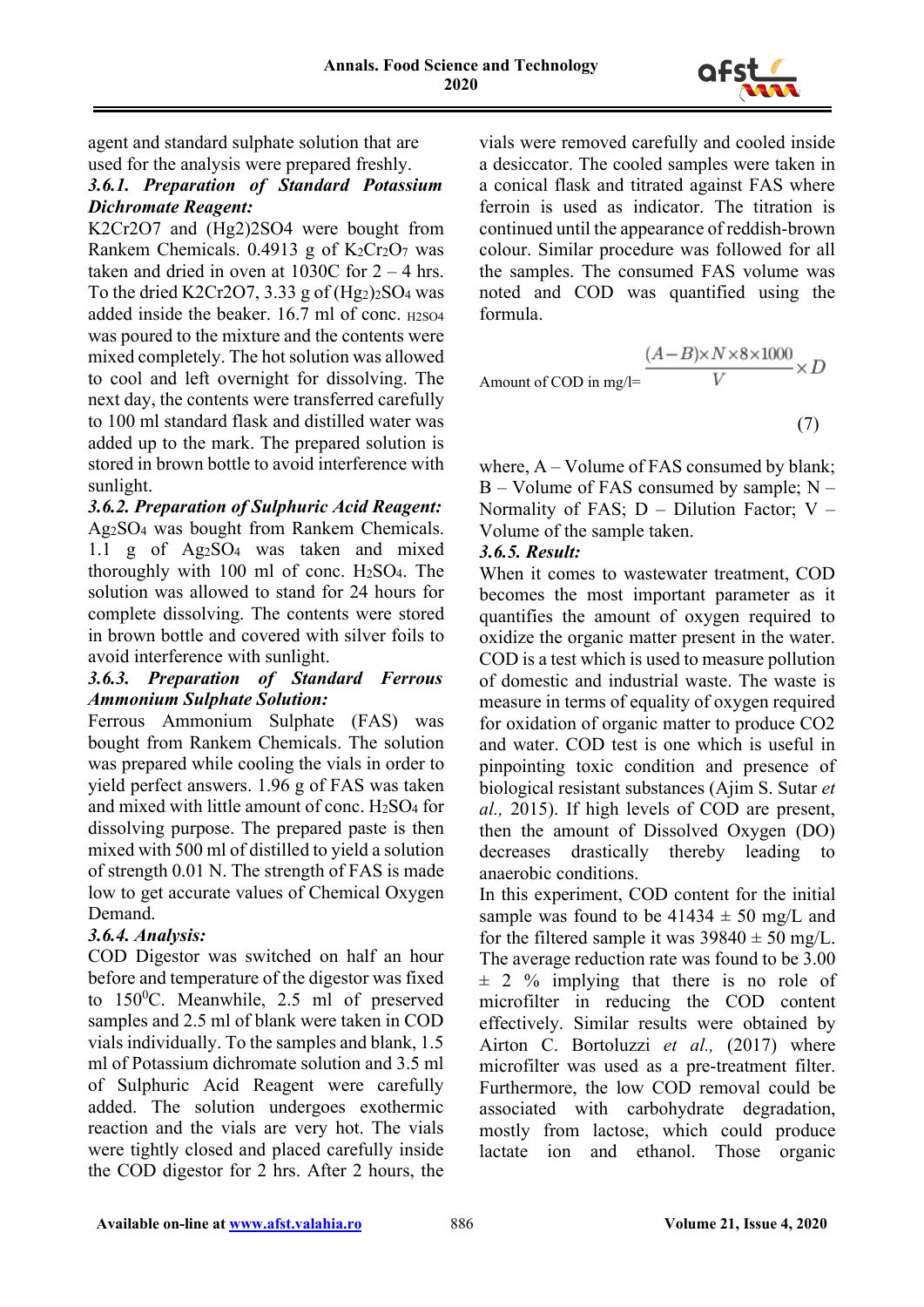agent and standard sulphate solution that are used for the analysis were prepared freshly.

### *3.6.1. Preparation of Standard Potassium Dichromate Reagent:*

$K_2Cr_2O_7$ and $(Hg_2)_2SO_4$ were bought from Rankem Chemicals. 0.4913 g of $K_2Cr_2O_7$ was taken and dried in oven at 1030C for 2 – 4 hrs. To the dried $K_2Cr_2O_7$, 3.33 g of $(Hg_2)_2SO_4$ was added inside the beaker. 16.7 ml of conc. $H_2SO_4$ was poured to the mixture and the contents were mixed completely. The hot solution was allowed to cool and left overnight for dissolving. The next day, the contents were transferred carefully to 100 ml standard flask and distilled water was added up to the mark. The prepared solution is stored in brown bottle to avoid interference with sunlight.

### *3.6.2. Preparation of Sulphuric Acid Reagent:*

$Ag_2SO_4$ was bought from Rankem Chemicals. 1.1 g of $Ag_2SO_4$ was taken and mixed thoroughly with 100 ml of conc. $H_2SO_4$. The solution was allowed to stand for 24 hours for complete dissolving. The contents were stored in brown bottle and covered with silver foils to avoid interference with sunlight.

### *3.6.3. Preparation of Standard Ferrous Ammonium Sulphate Solution:*

Ferrous Ammonium Sulphate (FAS) was bought from Rankem Chemicals. The solution was prepared while cooling the vials in order to yield perfect answers. 1.96 g of FAS was taken and mixed with little amount of conc. $H_2SO_4$ for dissolving purpose. The prepared paste is then mixed with 500 ml of distilled to yield a solution of strength 0.01 N. The strength of FAS is made low to get accurate values of Chemical Oxygen Demand.

### *3.6.4. Analysis:*

COD Digestor was switched on half an hour before and temperature of the digestor was fixed to $150^0$C. Meanwhile, 2.5 ml of preserved samples and 2.5 ml of blank were taken in COD vials individually. To the samples and blank, 1.5 ml of Potassium dichromate solution and 3.5 ml of Sulphuric Acid Reagent were carefully added. The solution undergoes exothermic reaction and the vials are very hot. The vials were tightly closed and placed carefully inside the COD digestor for 2 hrs. After 2 hours, the vials were removed carefully and cooled inside a desiccator. The cooled samples were taken in a conical flask and titrated against FAS where ferroin is used as indicator. The titration is continued until the appearance of reddish-brown colour. Similar procedure was followed for all the samples. The consumed FAS volume was noted and COD was quantified using the formula.

$$\text{Amount of COD in mg/l} = \frac{(A-B)\times N\times 8\times 1000}{V}\times D \qquad (7)$$

where, A – Volume of FAS consumed by blank; B – Volume of FAS consumed by sample; N – Normality of FAS; D – Dilution Factor; V – Volume of the sample taken.

### *3.6.5. Result:*

When it comes to wastewater treatment, COD becomes the most important parameter as it quantifies the amount of oxygen required to oxidize the organic matter present in the water. COD is a test which is used to measure pollution of domestic and industrial waste. The waste is measure in terms of equality of oxygen required for oxidation of organic matter to produce $CO_2$ and water. COD test is one which is useful in pinpointing toxic condition and presence of biological resistant substances (Ajim S. Sutar *et al.,* 2015). If high levels of COD are present, then the amount of Dissolved Oxygen (DO) decreases drastically thereby leading to anaerobic conditions.

In this experiment, COD content for the initial sample was found to be 41434 ± 50 mg/L and for the filtered sample it was 39840 ± 50 mg/L. The average reduction rate was found to be 3.00 ± 2 % implying that there is no role of microfilter in reducing the COD content effectively. Similar results were obtained by Airton C. Bortoluzzi *et al.,* (2017) where microfilter was used as a pre-treatment filter. Furthermore, the low COD removal could be associated with carbohydrate degradation, mostly from lactose, which could produce lactate ion and ethanol. Those organic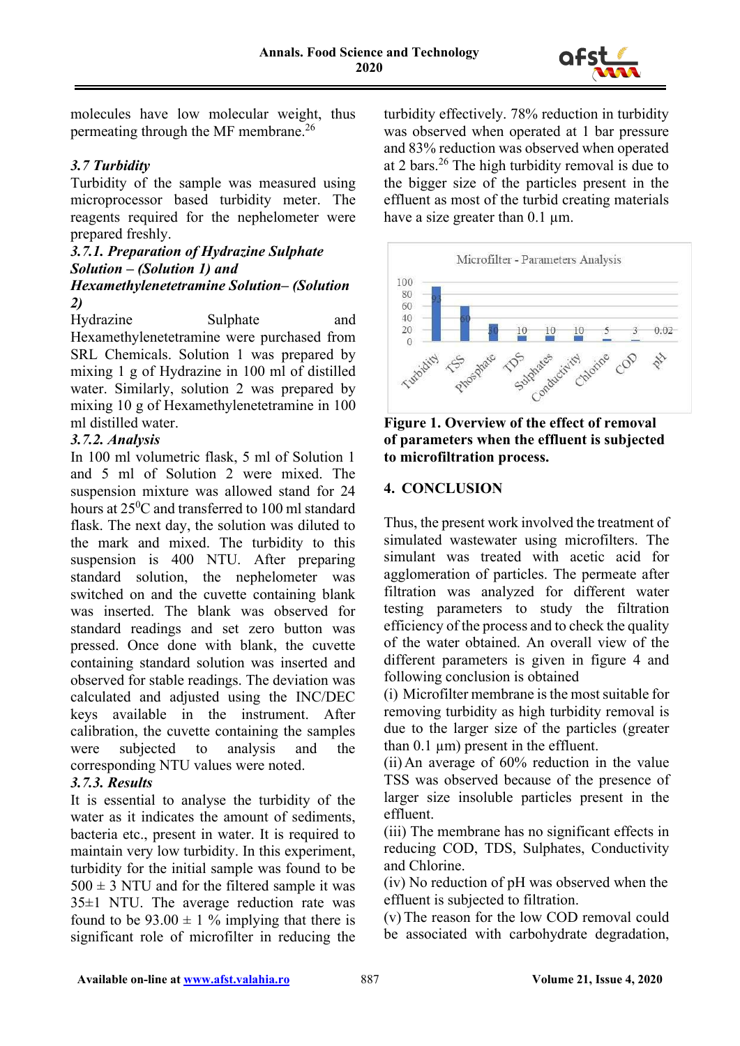molecules have low molecular weight, thus permeating through the MF membrane.[26]

### 3.7 Turbidity

Turbidity of the sample was measured using microprocessor based turbidity meter. The reagents required for the nephelometer were prepared freshly.

#### 3.7.1. Preparation of Hydrazine Sulphate Solution – (Solution 1) and Hexamethylenetetramine Solution– (Solution 2)

Hydrazine Sulphate and Hexamethylenetetramine were purchased from SRL Chemicals. Solution 1 was prepared by mixing 1 g of Hydrazine in 100 ml of distilled water. Similarly, solution 2 was prepared by mixing 10 g of Hexamethylenetetramine in 100 ml distilled water.

#### 3.7.2. Analysis

In 100 ml volumetric flask, 5 ml of Solution 1 and 5 ml of Solution 2 were mixed. The suspension mixture was allowed stand for 24 hours at 25$^0$C and transferred to 100 ml standard flask. The next day, the solution was diluted to the mark and mixed. The turbidity to this suspension is 400 NTU. After preparing standard solution, the nephelometer was switched on and the cuvette containing blank was inserted. The blank was observed for standard readings and set zero button was pressed. Once done with blank, the cuvette containing standard solution was inserted and observed for stable readings. The deviation was calculated and adjusted using the INC/DEC keys available in the instrument. After calibration, the cuvette containing the samples were subjected to analysis and the corresponding NTU values were noted.

#### 3.7.3. Results

It is essential to analyse the turbidity of the water as it indicates the amount of sediments, bacteria etc., present in water. It is required to maintain very low turbidity. In this experiment, turbidity for the initial sample was found to be $500 \pm 3$ NTU and for the filtered sample it was $35\pm1$ NTU. The average reduction rate was found to be $93.00 \pm 1$ % implying that there is significant role of microfilter in reducing the turbidity effectively. 78% reduction in turbidity was observed when operated at 1 bar pressure and 83% reduction was observed when operated at 2 bars.[26] The high turbidity removal is due to the bigger size of the particles present in the effluent as most of the turbid creating materials have a size greater than 0.1 µm.

Microfilter - Parameters Analysis

| Parameter | Value |
|---|---|
| Turbidity | 93 |
| TSS | 60 |
| Phosphate | 30 |
| TDS | 10 |
| Sulphates | 10 |
| Conductivity | 10 |
| Chlorine | 5 |
| COD | 3 |
| pH | 0.02 |

**Figure 1. Overview of the effect of removal of parameters when the effluent is subjected to microfiltration process.**

## 4. CONCLUSION

Thus, the present work involved the treatment of simulated wastewater using microfilters. The simulant was treated with acetic acid for agglomeration of particles. The permeate after filtration was analyzed for different water testing parameters to study the filtration efficiency of the process and to check the quality of the water obtained. An overall view of the different parameters is given in figure 4 and following conclusion is obtained

(i) Microfilter membrane is the most suitable for removing turbidity as high turbidity removal is due to the larger size of the particles (greater than 0.1 µm) present in the effluent.

(ii) An average of 60% reduction in the value TSS was observed because of the presence of larger size insoluble particles present in the effluent.

(iii) The membrane has no significant effects in reducing COD, TDS, Sulphates, Conductivity and Chlorine.

(iv) No reduction of pH was observed when the effluent is subjected to filtration.

(v) The reason for the low COD removal could be associated with carbohydrate degradation,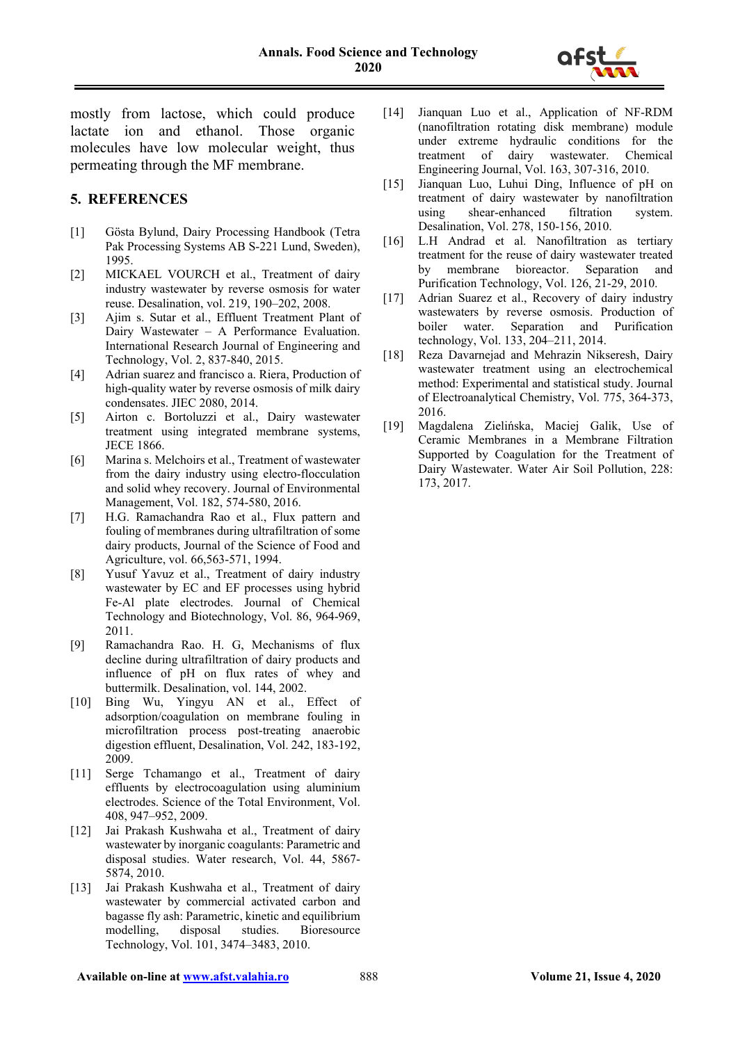mostly from lactose, which could produce lactate ion and ethanol. Those organic molecules have low molecular weight, thus permeating through the MF membrane.

## 5. REFERENCES

[1] Gösta Bylund, Dairy Processing Handbook (Tetra Pak Processing Systems AB S-221 Lund, Sweden), 1995.

[2] MICKAEL VOURCH et al., Treatment of dairy industry wastewater by reverse osmosis for water reuse. Desalination, vol. 219, 190–202, 2008.

[3] Ajim s. Sutar et al., Effluent Treatment Plant of Dairy Wastewater – A Performance Evaluation. International Research Journal of Engineering and Technology, Vol. 2, 837-840, 2015.

[4] Adrian suarez and francisco a. Riera, Production of high-quality water by reverse osmosis of milk dairy condensates. JIEC 2080, 2014.

[5] Airton c. Bortoluzzi et al., Dairy wastewater treatment using integrated membrane systems, JECE 1866.

[6] Marina s. Melchoirs et al., Treatment of wastewater from the dairy industry using electro-flocculation and solid whey recovery. Journal of Environmental Management, Vol. 182, 574-580, 2016.

[7] H.G. Ramachandra Rao et al., Flux pattern and fouling of membranes during ultrafiltration of some dairy products, Journal of the Science of Food and Agriculture, vol. 66,563-571, 1994.

[8] Yusuf Yavuz et al., Treatment of dairy industry wastewater by EC and EF processes using hybrid Fe-Al plate electrodes. Journal of Chemical Technology and Biotechnology, Vol. 86, 964-969, 2011.

[9] Ramachandra Rao. H. G, Mechanisms of flux decline during ultrafiltration of dairy products and influence of pH on flux rates of whey and buttermilk. Desalination, vol. 144, 2002.

[10] Bing Wu, Yingyu AN et al., Effect of adsorption/coagulation on membrane fouling in microfiltration process post-treating anaerobic digestion effluent, Desalination, Vol. 242, 183-192, 2009.

[11] Serge Tchamango et al., Treatment of dairy effluents by electrocoagulation using aluminium electrodes. Science of the Total Environment, Vol. 408, 947–952, 2009.

[12] Jai Prakash Kushwaha et al., Treatment of dairy wastewater by inorganic coagulants: Parametric and disposal studies. Water research, Vol. 44, 5867-5874, 2010.

[13] Jai Prakash Kushwaha et al., Treatment of dairy wastewater by commercial activated carbon and bagasse fly ash: Parametric, kinetic and equilibrium modelling, disposal studies. Bioresource Technology, Vol. 101, 3474–3483, 2010.

[14] Jianquan Luo et al., Application of NF-RDM (nanofiltration rotating disk membrane) module under extreme hydraulic conditions for the treatment of dairy wastewater. Chemical Engineering Journal, Vol. 163, 307-316, 2010.

[15] Jianquan Luo, Luhui Ding, Influence of pH on treatment of dairy wastewater by nanofiltration using shear-enhanced filtration system. Desalination, Vol. 278, 150-156, 2010.

[16] L.H Andrad et al. Nanofiltration as tertiary treatment for the reuse of dairy wastewater treated by membrane bioreactor. Separation and Purification Technology, Vol. 126, 21-29, 2010.

[17] Adrian Suarez et al., Recovery of dairy industry wastewaters by reverse osmosis. Production of boiler water. Separation and Purification technology, Vol. 133, 204–211, 2014.

[18] Reza Davarnejad and Mehrazin Nikseresh, Dairy wastewater treatment using an electrochemical method: Experimental and statistical study. Journal of Electroanalytical Chemistry, Vol. 775, 364-373, 2016.

[19] Magdalena Zielińska, Maciej Galik, Use of Ceramic Membranes in a Membrane Filtration Supported by Coagulation for the Treatment of Dairy Wastewater. Water Air Soil Pollution, 228: 173, 2017.